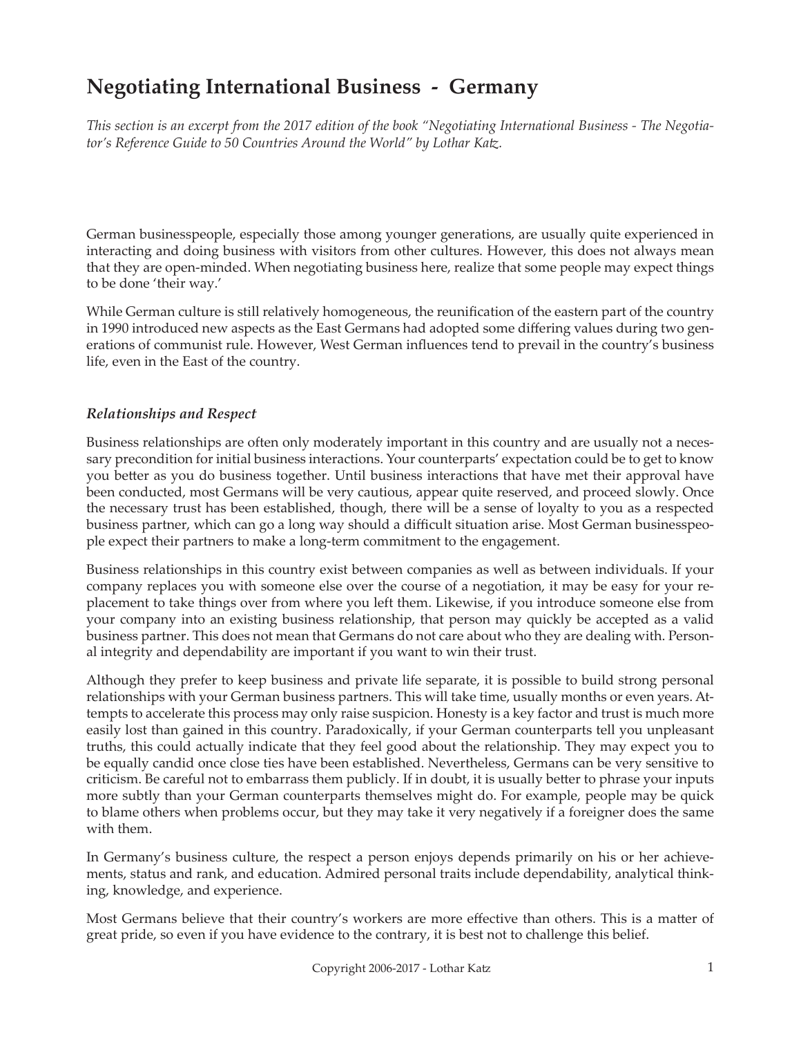# Negotiating International Business - Germany

*This section is an excerpt from the 2017 edition of the book "Negotiating International Business - The Negotiator's Reference Guide to 50 Countries Around the World" by Lothar Katz.*

German businesspeople, especially those among younger generations, are usually quite experienced in interacting and doing business with visitors from other cultures. However, this does not always mean that they are open-minded. When negotiating business here, realize that some people may expect things to be done 'their way.'

While German culture is still relatively homogeneous, the reunification of the eastern part of the country in 1990 introduced new aspects as the East Germans had adopted some differing values during two generations of communist rule. However, West German influences tend to prevail in the country's business life, even in the East of the country.

### *Relationships and Respect*

Business relationships are often only moderately important in this country and are usually not a necessary precondition for initial business interactions. Your counterparts' expectation could be to get to know you better as you do business together. Until business interactions that have met their approval have been conducted, most Germans will be very cautious, appear quite reserved, and proceed slowly. Once the necessary trust has been established, though, there will be a sense of loyalty to you as a respected business partner, which can go a long way should a difficult situation arise. Most German businesspeople expect their partners to make a long-term commitment to the engagement.

Business relationships in this country exist between companies as well as between individuals. If your company replaces you with someone else over the course of a negotiation, it may be easy for your replacement to take things over from where you left them. Likewise, if you introduce someone else from your company into an existing business relationship, that person may quickly be accepted as a valid business partner. This does not mean that Germans do not care about who they are dealing with. Personal integrity and dependability are important if you want to win their trust.

Although they prefer to keep business and private life separate, it is possible to build strong personal relationships with your German business partners. This will take time, usually months or even years. Attempts to accelerate this process may only raise suspicion. Honesty is a key factor and trust is much more easily lost than gained in this country. Paradoxically, if your German counterparts tell you unpleasant truths, this could actually indicate that they feel good about the relationship. They may expect you to be equally candid once close ties have been established. Nevertheless, Germans can be very sensitive to criticism. Be careful not to embarrass them publicly. If in doubt, it is usually better to phrase your inputs more subtly than your German counterparts themselves might do. For example, people may be quick to blame others when problems occur, but they may take it very negatively if a foreigner does the same with them.

In Germany's business culture, the respect a person enjoys depends primarily on his or her achievements, status and rank, and education. Admired personal traits include dependability, analytical thinking, knowledge, and experience.

Most Germans believe that their country's workers are more effective than others. This is a matter of great pride, so even if you have evidence to the contrary, it is best not to challenge this belief.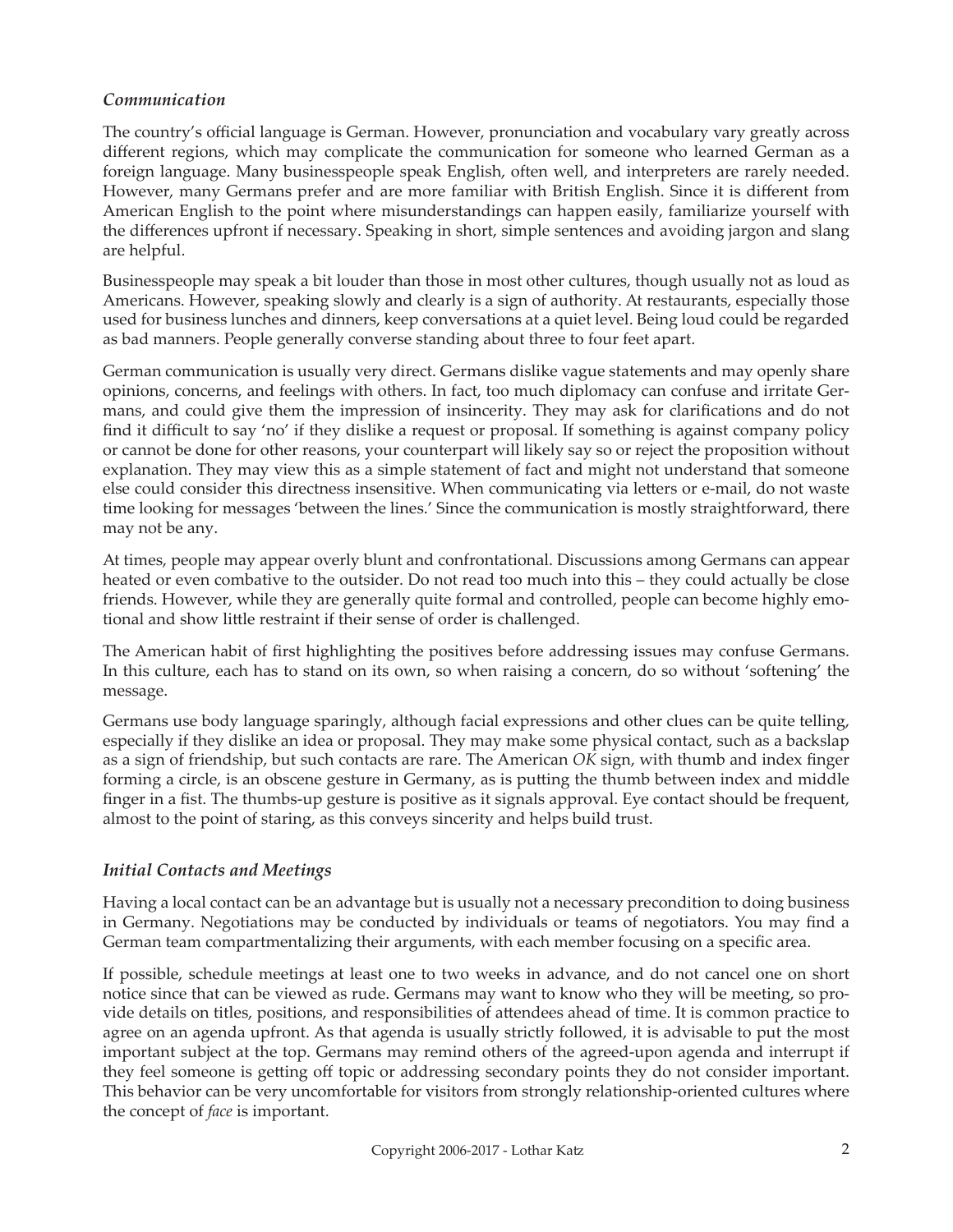### *Communication*

The country's official language is German. However, pronunciation and vocabulary vary greatly across different regions, which may complicate the communication for someone who learned German as a foreign language. Many businesspeople speak English, often well, and interpreters are rarely needed. However, many Germans prefer and are more familiar with British English. Since it is different from American English to the point where misunderstandings can happen easily, familiarize yourself with the differences upfront if necessary. Speaking in short, simple sentences and avoiding jargon and slang are helpful.

Businesspeople may speak a bit louder than those in most other cultures, though usually not as loud as Americans. However, speaking slowly and clearly is a sign of authority. At restaurants, especially those used for business lunches and dinners, keep conversations at a quiet level. Being loud could be regarded as bad manners. People generally converse standing about three to four feet apart.

German communication is usually very direct. Germans dislike vague statements and may openly share opinions, concerns, and feelings with others. In fact, too much diplomacy can confuse and irritate Germans, and could give them the impression of insincerity. They may ask for clarifications and do not find it difficult to say 'no' if they dislike a request or proposal. If something is against company policy or cannot be done for other reasons, your counterpart will likely say so or reject the proposition without explanation. They may view this as a simple statement of fact and might not understand that someone else could consider this directness insensitive. When communicating via letters or e-mail, do not waste time looking for messages 'between the lines.' Since the communication is mostly straightforward, there may not be any.

At times, people may appear overly blunt and confrontational. Discussions among Germans can appear heated or even combative to the outsider. Do not read too much into this – they could actually be close friends. However, while they are generally quite formal and controlled, people can become highly emotional and show little restraint if their sense of order is challenged.

The American habit of first highlighting the positives before addressing issues may confuse Germans. In this culture, each has to stand on its own, so when raising a concern, do so without 'softening' the message.

Germans use body language sparingly, although facial expressions and other clues can be quite telling, especially if they dislike an idea or proposal. They may make some physical contact, such as a backslap as a sign of friendship, but such contacts are rare. The American *OK* sign, with thumb and index finger forming a circle, is an obscene gesture in Germany, as is putting the thumb between index and middle finger in a fist. The thumbs-up gesture is positive as it signals approval. Eye contact should be frequent, almost to the point of staring, as this conveys sincerity and helps build trust.

### *Initial Contacts and Meetings*

Having a local contact can be an advantage but is usually not a necessary precondition to doing business in Germany. Negotiations may be conducted by individuals or teams of negotiators. You may find a German team compartmentalizing their arguments, with each member focusing on a specific area.

If possible, schedule meetings at least one to two weeks in advance, and do not cancel one on short notice since that can be viewed as rude. Germans may want to know who they will be meeting, so provide details on titles, positions, and responsibilities of attendees ahead of time. It is common practice to agree on an agenda upfront. As that agenda is usually strictly followed, it is advisable to put the most important subject at the top. Germans may remind others of the agreed-upon agenda and interrupt if they feel someone is getting off topic or addressing secondary points they do not consider important. This behavior can be very uncomfortable for visitors from strongly relationship-oriented cultures where the concept of *face* is important.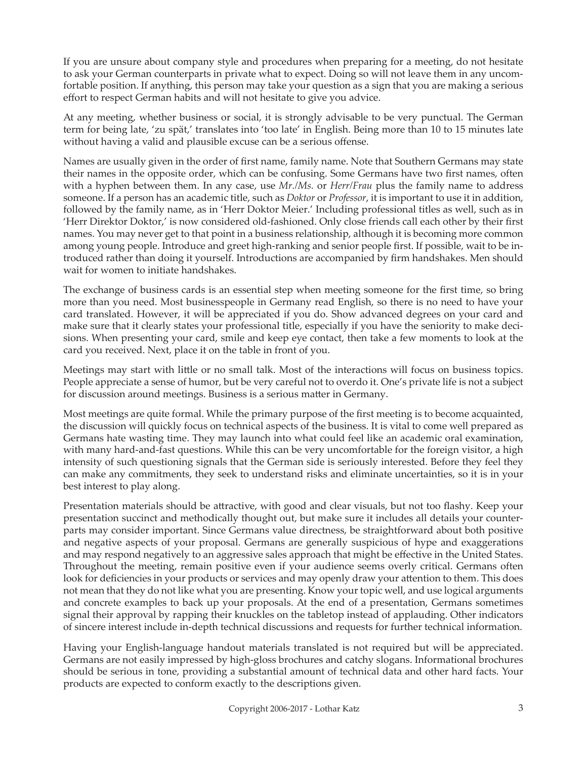If you are unsure about company style and procedures when preparing for a meeting, do not hesitate to ask your German counterparts in private what to expect. Doing so will not leave them in any uncomfortable position. If anything, this person may take your question as a sign that you are making a serious effort to respect German habits and will not hesitate to give you advice.

At any meeting, whether business or social, it is strongly advisable to be very punctual. The German term for being late, 'zu spät,' translates into 'too late' in English. Being more than 10 to 15 minutes late without having a valid and plausible excuse can be a serious offense.

Names are usually given in the order of first name, family name. Note that Southern Germans may state their names in the opposite order, which can be confusing. Some Germans have two first names, often with a hyphen between them. In any case, use *Mr./Ms.* or *Herr/Frau* plus the family name to address someone. If a person has an academic title, such as *Doktor* or *Professor*, it is important to use it in addition, followed by the family name, as in 'Herr Doktor Meier.' Including professional titles as well, such as in 'Herr Direktor Doktor,' is now considered old-fashioned. Only close friends call each other by their first names. You may never get to that point in a business relationship, although it is becoming more common among young people. Introduce and greet high-ranking and senior people first. If possible, wait to be introduced rather than doing it yourself. Introductions are accompanied by firm handshakes. Men should wait for women to initiate handshakes.

The exchange of business cards is an essential step when meeting someone for the first time, so bring more than you need. Most businesspeople in Germany read English, so there is no need to have your card translated. However, it will be appreciated if you do. Show advanced degrees on your card and make sure that it clearly states your professional title, especially if you have the seniority to make decisions. When presenting your card, smile and keep eye contact, then take a few moments to look at the card you received. Next, place it on the table in front of you.

Meetings may start with little or no small talk. Most of the interactions will focus on business topics. People appreciate a sense of humor, but be very careful not to overdo it. One's private life is not a subject for discussion around meetings. Business is a serious matter in Germany.

Most meetings are quite formal. While the primary purpose of the first meeting is to become acquainted, the discussion will quickly focus on technical aspects of the business. It is vital to come well prepared as Germans hate wasting time. They may launch into what could feel like an academic oral examination, with many hard-and-fast questions. While this can be very uncomfortable for the foreign visitor, a high intensity of such questioning signals that the German side is seriously interested. Before they feel they can make any commitments, they seek to understand risks and eliminate uncertainties, so it is in your best interest to play along.

Presentation materials should be attractive, with good and clear visuals, but not too flashy. Keep your presentation succinct and methodically thought out, but make sure it includes all details your counterparts may consider important. Since Germans value directness, be straightforward about both positive and negative aspects of your proposal. Germans are generally suspicious of hype and exaggerations and may respond negatively to an aggressive sales approach that might be effective in the United States. Throughout the meeting, remain positive even if your audience seems overly critical. Germans often look for deficiencies in your products or services and may openly draw your attention to them. This does not mean that they do not like what you are presenting. Know your topic well, and use logical arguments and concrete examples to back up your proposals. At the end of a presentation, Germans sometimes signal their approval by rapping their knuckles on the tabletop instead of applauding. Other indicators of sincere interest include in-depth technical discussions and requests for further technical information.

Having your English-language handout materials translated is not required but will be appreciated. Germans are not easily impressed by high-gloss brochures and catchy slogans. Informational brochures should be serious in tone, providing a substantial amount of technical data and other hard facts. Your products are expected to conform exactly to the descriptions given.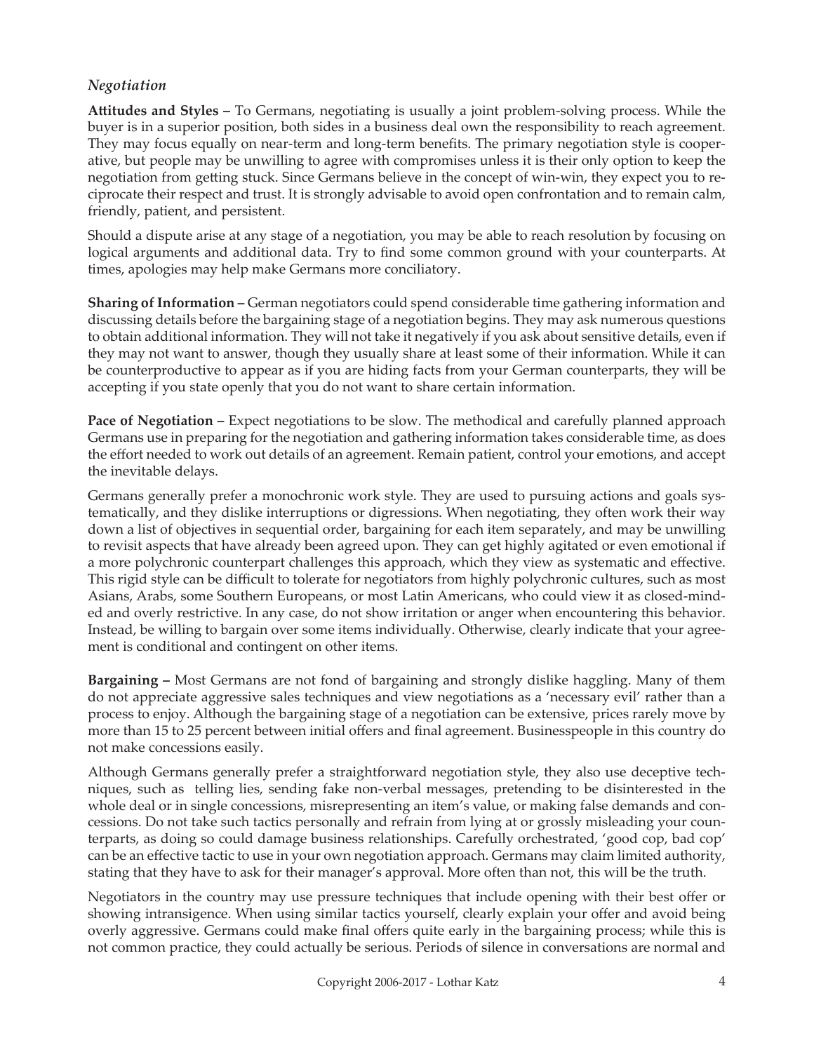### *Negotiation*

**Attitudes and Styles –** To Germans, negotiating is usually a joint problem-solving process. While the buyer is in a superior position, both sides in a business deal own the responsibility to reach agreement. They may focus equally on near-term and long-term benefits. The primary negotiation style is cooperative, but people may be unwilling to agree with compromises unless it is their only option to keep the negotiation from getting stuck. Since Germans believe in the concept of win-win, they expect you to reciprocate their respect and trust. It is strongly advisable to avoid open confrontation and to remain calm, friendly, patient, and persistent.

Should a dispute arise at any stage of a negotiation, you may be able to reach resolution by focusing on logical arguments and additional data. Try to find some common ground with your counterparts. At times, apologies may help make Germans more conciliatory.

**Sharing of Information –** German negotiators could spend considerable time gathering information and discussing details before the bargaining stage of a negotiation begins. They may ask numerous questions to obtain additional information. They will not take it negatively if you ask about sensitive details, even if they may not want to answer, though they usually share at least some of their information. While it can be counterproductive to appear as if you are hiding facts from your German counterparts, they will be accepting if you state openly that you do not want to share certain information.

**Pace of Negotiation –** Expect negotiations to be slow. The methodical and carefully planned approach Germans use in preparing for the negotiation and gathering information takes considerable time, as does the effort needed to work out details of an agreement. Remain patient, control your emotions, and accept the inevitable delays.

Germans generally prefer a monochronic work style. They are used to pursuing actions and goals systematically, and they dislike interruptions or digressions. When negotiating, they often work their way down a list of objectives in sequential order, bargaining for each item separately, and may be unwilling to revisit aspects that have already been agreed upon. They can get highly agitated or even emotional if a more polychronic counterpart challenges this approach, which they view as systematic and effective. This rigid style can be difficult to tolerate for negotiators from highly polychronic cultures, such as most Asians, Arabs, some Southern Europeans, or most Latin Americans, who could view it as closed-minded and overly restrictive. In any case, do not show irritation or anger when encountering this behavior. Instead, be willing to bargain over some items individually. Otherwise, clearly indicate that your agreement is conditional and contingent on other items.

**Bargaining –** Most Germans are not fond of bargaining and strongly dislike haggling. Many of them do not appreciate aggressive sales techniques and view negotiations as a 'necessary evil' rather than a process to enjoy. Although the bargaining stage of a negotiation can be extensive, prices rarely move by more than 15 to 25 percent between initial offers and final agreement. Businesspeople in this country do not make concessions easily.

Although Germans generally prefer a straightforward negotiation style, they also use deceptive techniques, such as telling lies, sending fake non-verbal messages, pretending to be disinterested in the whole deal or in single concessions, misrepresenting an item's value, or making false demands and concessions. Do not take such tactics personally and refrain from lying at or grossly misleading your counterparts, as doing so could damage business relationships. Carefully orchestrated, 'good cop, bad cop' can be an effective tactic to use in your own negotiation approach. Germans may claim limited authority, stating that they have to ask for their manager's approval. More often than not, this will be the truth.

Negotiators in the country may use pressure techniques that include opening with their best offer or showing intransigence. When using similar tactics yourself, clearly explain your offer and avoid being overly aggressive. Germans could make final offers quite early in the bargaining process; while this is not common practice, they could actually be serious. Periods of silence in conversations are normal and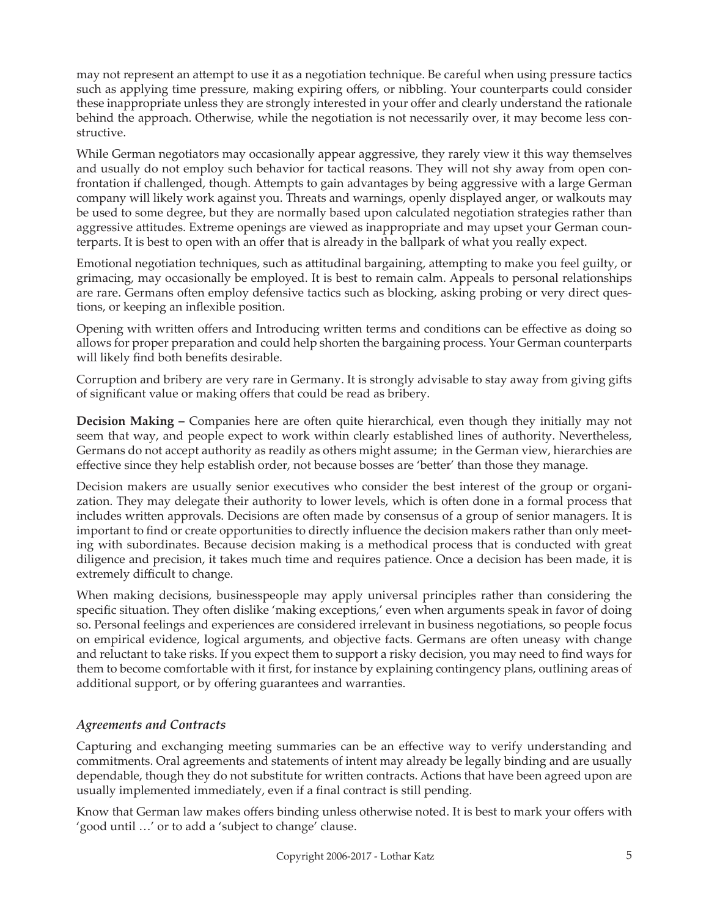may not represent an attempt to use it as a negotiation technique. Be careful when using pressure tactics such as applying time pressure, making expiring offers, or nibbling. Your counterparts could consider these inappropriate unless they are strongly interested in your offer and clearly understand the rationale behind the approach. Otherwise, while the negotiation is not necessarily over, it may become less constructive.

While German negotiators may occasionally appear aggressive, they rarely view it this way themselves and usually do not employ such behavior for tactical reasons. They will not shy away from open confrontation if challenged, though. Attempts to gain advantages by being aggressive with a large German company will likely work against you. Threats and warnings, openly displayed anger, or walkouts may be used to some degree, but they are normally based upon calculated negotiation strategies rather than aggressive attitudes. Extreme openings are viewed as inappropriate and may upset your German counterparts. It is best to open with an offer that is already in the ballpark of what you really expect.

Emotional negotiation techniques, such as attitudinal bargaining, attempting to make you feel guilty, or grimacing, may occasionally be employed. It is best to remain calm. Appeals to personal relationships are rare. Germans often employ defensive tactics such as blocking, asking probing or very direct questions, or keeping an inflexible position.

Opening with written offers and Introducing written terms and conditions can be effective as doing so allows for proper preparation and could help shorten the bargaining process. Your German counterparts will likely find both benefits desirable.

Corruption and bribery are very rare in Germany. It is strongly advisable to stay away from giving gifts of significant value or making offers that could be read as bribery.

**Decision Making –** Companies here are often quite hierarchical, even though they initially may not seem that way, and people expect to work within clearly established lines of authority. Nevertheless, Germans do not accept authority as readily as others might assume; in the German view, hierarchies are effective since they help establish order, not because bosses are 'better' than those they manage.

Decision makers are usually senior executives who consider the best interest of the group or organization. They may delegate their authority to lower levels, which is often done in a formal process that includes written approvals. Decisions are often made by consensus of a group of senior managers. It is important to find or create opportunities to directly influence the decision makers rather than only meeting with subordinates. Because decision making is a methodical process that is conducted with great diligence and precision, it takes much time and requires patience. Once a decision has been made, it is extremely difficult to change.

When making decisions, businesspeople may apply universal principles rather than considering the specific situation. They often dislike 'making exceptions,' even when arguments speak in favor of doing so. Personal feelings and experiences are considered irrelevant in business negotiations, so people focus on empirical evidence, logical arguments, and objective facts. Germans are often uneasy with change and reluctant to take risks. If you expect them to support a risky decision, you may need to find ways for them to become comfortable with it first, for instance by explaining contingency plans, outlining areas of additional support, or by offering guarantees and warranties.

### *Agreements and Contracts*

Capturing and exchanging meeting summaries can be an effective way to verify understanding and commitments. Oral agreements and statements of intent may already be legally binding and are usually dependable, though they do not substitute for written contracts. Actions that have been agreed upon are usually implemented immediately, even if a final contract is still pending.

Know that German law makes offers binding unless otherwise noted. It is best to mark your offers with 'good until …' or to add a 'subject to change' clause.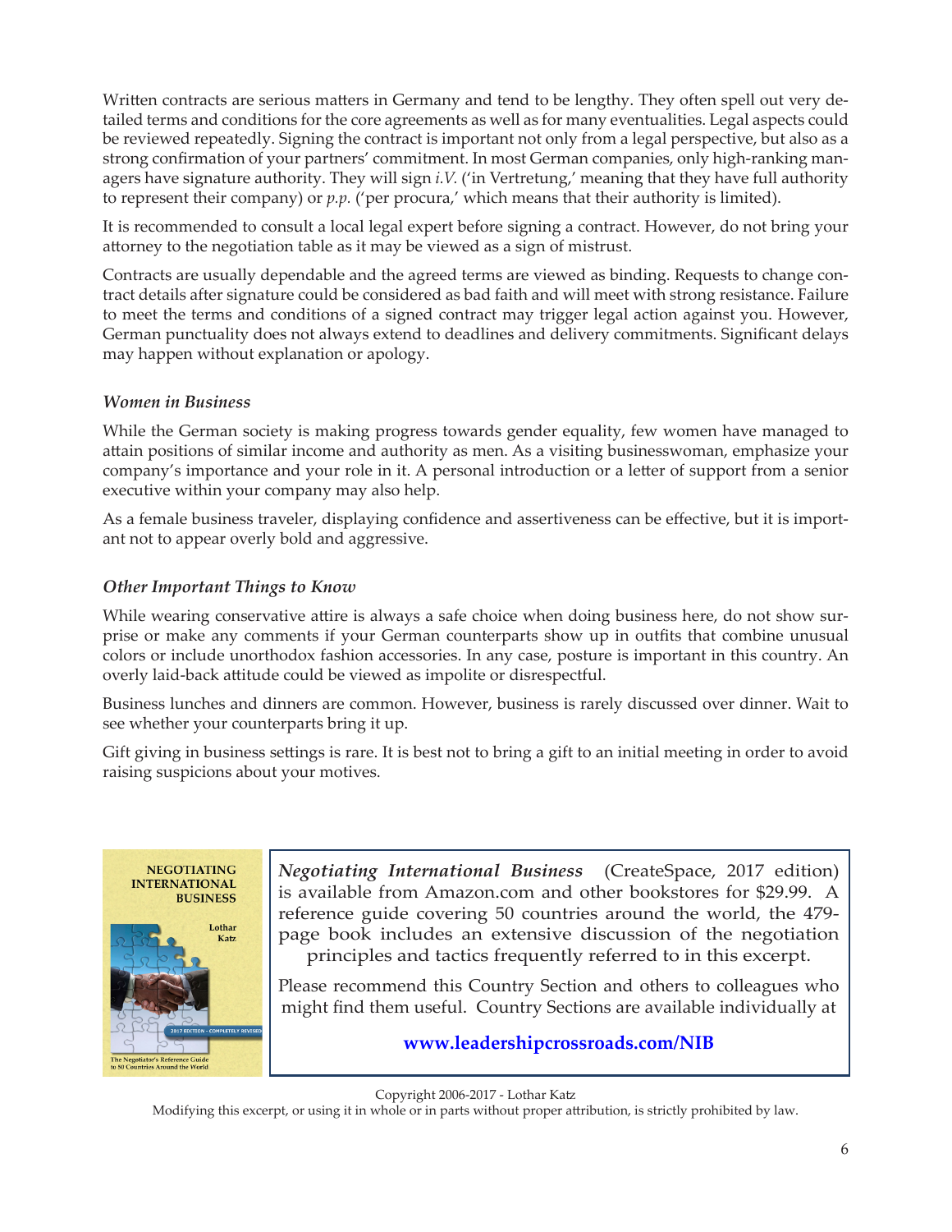Written contracts are serious matters in Germany and tend to be lengthy. They often spell out very detailed terms and conditions for the core agreements as well as for many eventualities. Legal aspects could be reviewed repeatedly. Signing the contract is important not only from a legal perspective, but also as a strong confirmation of your partners' commitment. In most German companies, only high-ranking managers have signature authority. They will sign *i.V.* ('in Vertretung,' meaning that they have full authority to represent their company) or *p.p.* ('per procura,' which means that their authority is limited).

It is recommended to consult a local legal expert before signing a contract. However, do not bring your attorney to the negotiation table as it may be viewed as a sign of mistrust.

Contracts are usually dependable and the agreed terms are viewed as binding. Requests to change contract details after signature could be considered as bad faith and will meet with strong resistance. Failure to meet the terms and conditions of a signed contract may trigger legal action against you. However, German punctuality does not always extend to deadlines and delivery commitments. Significant delays may happen without explanation or apology.

### *Women in Business*

While the German society is making progress towards gender equality, few women have managed to attain positions of similar income and authority as men. As a visiting businesswoman, emphasize your company's importance and your role in it. A personal introduction or a letter of support from a senior executive within your company may also help.

As a female business traveler, displaying confidence and assertiveness can be effective, but it is important not to appear overly bold and aggressive.

### *Other Important Things to Know*

While wearing conservative attire is always a safe choice when doing business here, do not show surprise or make any comments if your German counterparts show up in outfits that combine unusual colors or include unorthodox fashion accessories. In any case, posture is important in this country. An overly laid-back attitude could be viewed as impolite or disrespectful.

Business lunches and dinners are common. However, business is rarely discussed over dinner. Wait to see whether your counterparts bring it up.

Gift giving in business settings is rare. It is best not to bring a gift to an initial meeting in order to avoid raising suspicions about your motives.

NEGOTIATING INTERNATIONAL BUSINESS

Lothar Katz

2017 EDITION - COMPLETELY REVISED

The Negotiator's Reference Guide to 50 Countries Around the World

*Negotiating International Business* (CreateSpace, 2017 edition) is available from Amazon.com and other bookstores for $29.99. A reference guide covering 50 countries around the world, the 479-page book includes an extensive discussion of the negotiation principles and tactics frequently referred to in this excerpt.

Please recommend this Country Section and others to colleagues who might find them useful. Country Sections are available individually at

**www.leadershipcrossroads.com/NIB**

Copyright 2006-2017 - Lothar Katz

Modifying this excerpt, or using it in whole or in parts without proper attribution, is strictly prohibited by law.